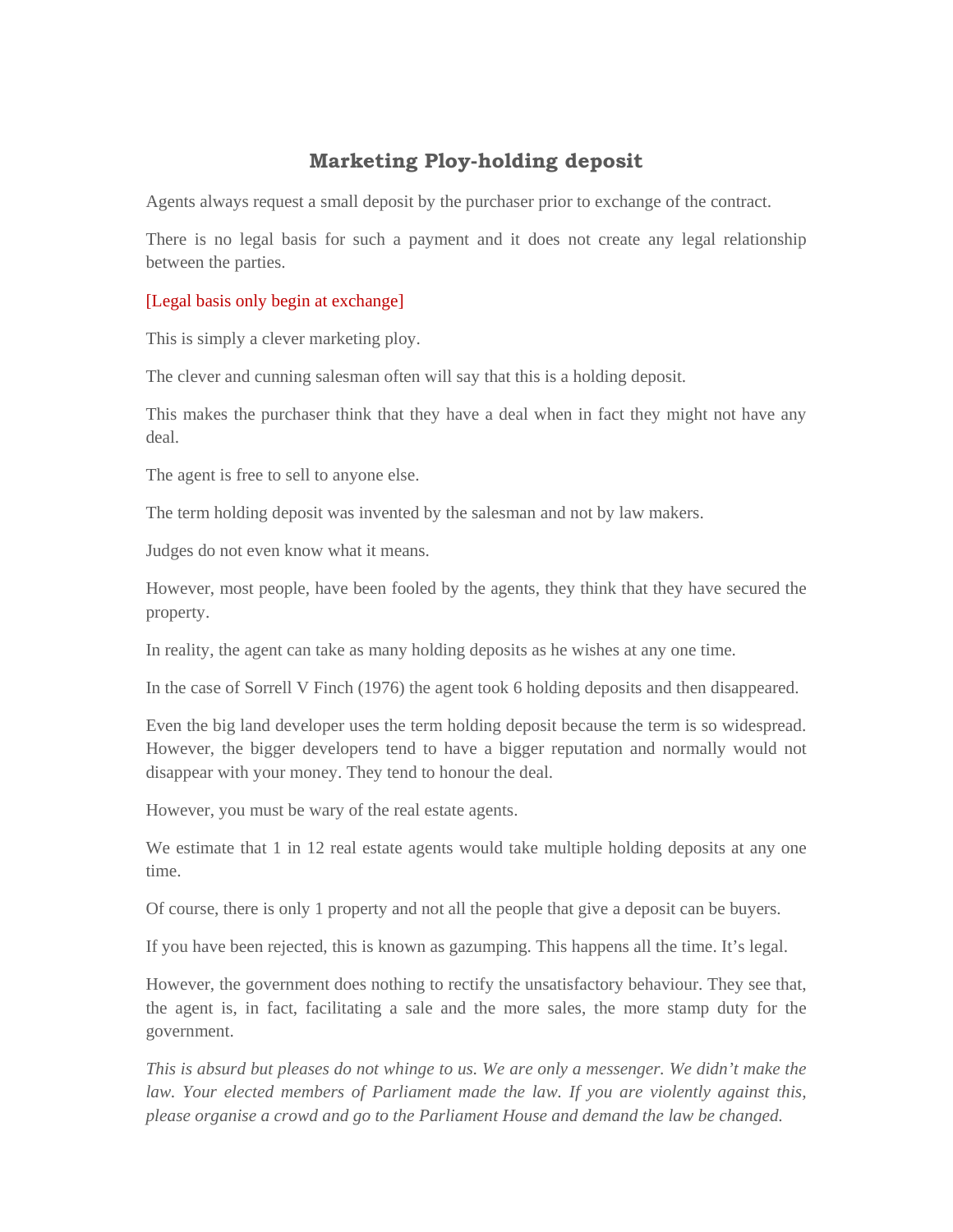# Marketing Ploy-holding deposit

Agents always request a small deposit by the purchaser prior to exchange of the contract.

There is no legal basis for such a payment and it does not create any legal relationship between the parties.

[Legal basis only begin at exchange]

This is simply a clever marketing ploy.

The clever and cunning salesman often will say that this is a holding deposit.

This makes the purchaser think that they have a deal when in fact they might not have any deal.

The agent is free to sell to anyone else.

The term holding deposit was invented by the salesman and not by law makers.

Judges do not even know what it means.

However, most people, have been fooled by the agents, they think that they have secured the property.

In reality, the agent can take as many holding deposits as he wishes at any one time.

In the case of Sorrell V Finch (1976) the agent took 6 holding deposits and then disappeared.

Even the big land developer uses the term holding deposit because the term is so widespread. However, the bigger developers tend to have a bigger reputation and normally would not disappear with your money. They tend to honour the deal.

However, you must be wary of the real estate agents.

We estimate that 1 in 12 real estate agents would take multiple holding deposits at any one time.

Of course, there is only 1 property and not all the people that give a deposit can be buyers.

If you have been rejected, this is known as gazumping. This happens all the time. It's legal.

However, the government does nothing to rectify the unsatisfactory behaviour. They see that, the agent is, in fact, facilitating a sale and the more sales, the more stamp duty for the government.

*This is absurd but pleases do not whinge to us. We are only a messenger. We didn't make the law. Your elected members of Parliament made the law. If you are violently against this, please organise a crowd and go to the Parliament House and demand the law be changed.*